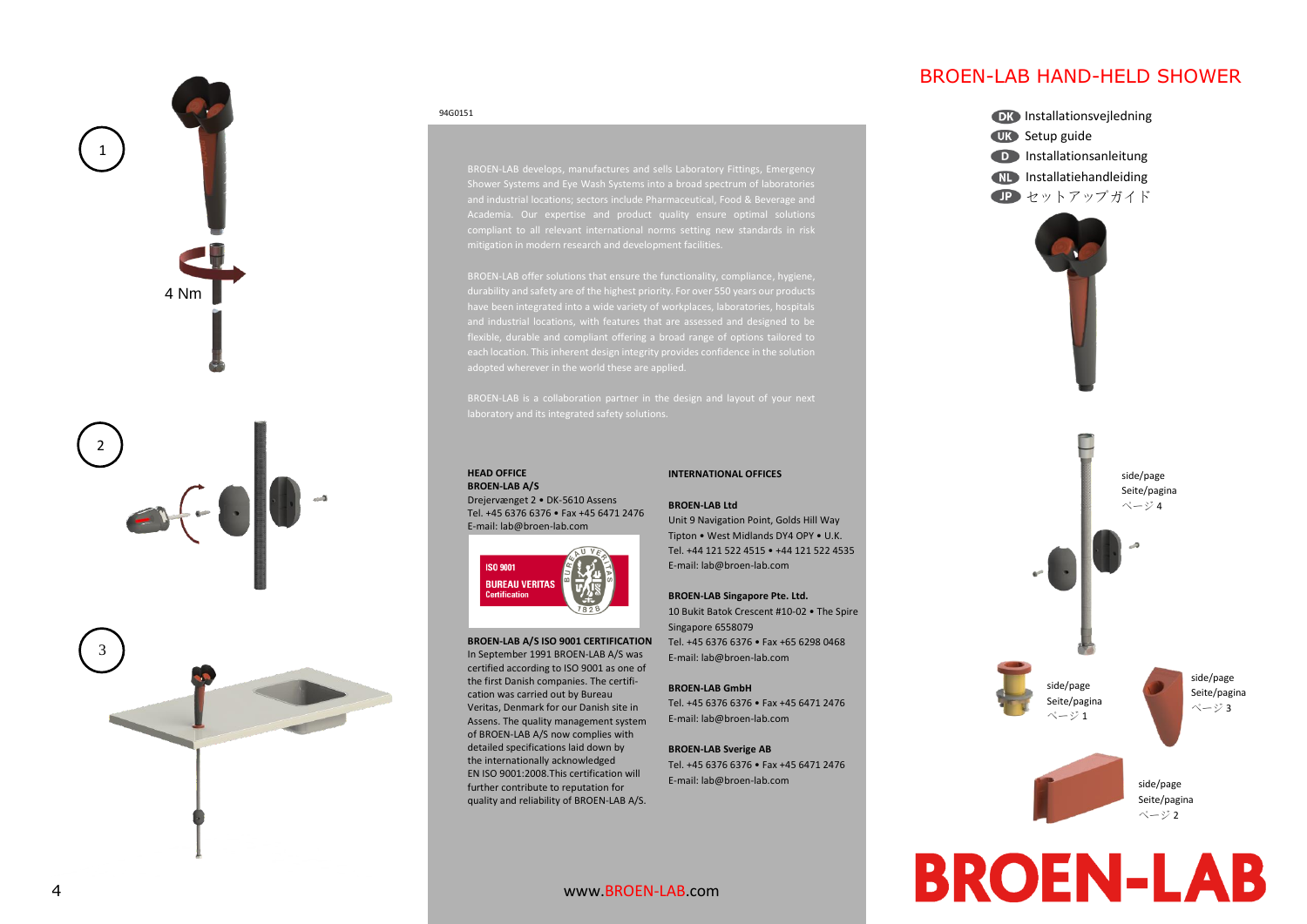94G0151

BROEN-LAB develops, manufactures and sells Laboratory Fittings, Emergency Shower Systems and Eye Wash Systems into a broad spectrum of laboratories and industrial locations; sectors include Pharmaceutical, Food & Beverage and Academia. Our expertise and product quality ensure optimal solutions compliant to all relevant international norms setting new standards in risk mitigation in modern research and development facilities.

BROEN-LAB offer solutions that ensure the functionality, compliance, hygiene, durability and safety are of the highest priority. For over 550 years our products have been integrated into a wide variety of workplaces, laboratories, hospitals and industrial locations, with features that are assessed and designed to be flexible, durable and compliant offering a broad range of options tailored to each location. This inherent design integrity provides confidence in the solution adopted wherever in the world these are applied.

BROEN-LAB is a collaboration partner in the design and layout of your next laboratory and its integrated safety solutions.

**HEAD OFFICE**
**BROEN-LAB A/S**
Drejervænget 2 • DK-5610 Assens
Tel. +45 6376 6376 • Fax +45 6471 2476
E-mail: lab@broen-lab.com

ISO 9001
BUREAU VERITAS
Certification

**BROEN-LAB A/S ISO 9001 CERTIFICATION**
In September 1991 BROEN-LAB A/S was certified according to ISO 9001 as one of the first Danish companies. The certification was carried out by Bureau Veritas, Denmark for our Danish site in Assens. The quality management system of BROEN-LAB A/S now complies with detailed specifications laid down by the internationally acknowledged EN ISO 9001:2008.This certification will further contribute to reputation for quality and reliability of BROEN-LAB A/S.

**INTERNATIONAL OFFICES**

**BROEN-LAB Ltd**
Unit 9 Navigation Point, Golds Hill Way
Tipton • West Midlands DY4 OPY • U.K.
Tel. +44 121 522 4515 • +44 121 522 4535
E-mail: lab@broen-lab.com

**BROEN-LAB Singapore Pte. Ltd.**
10 Bukit Batok Crescent #10-02 • The Spire
Singapore 6558079
Tel. +45 6376 6376 • Fax +65 6298 0468
E-mail: lab@broen-lab.com

**BROEN-LAB GmbH**
Tel. +45 6376 6376 • Fax +45 6471 2476
E-mail: lab@broen-lab.com

**BROEN-LAB Sverige AB**
Tel. +45 6376 6376 • Fax +45 6471 2476
E-mail: lab@broen-lab.com

www.BROEN-LAB.com

# BROEN-LAB HAND-HELD SHOWER

- DK Installationsvejledning
- UK Setup guide
- D Installationsanleitung
- NL Installatiehandleiding
- JP セットアップガイド

1

4 Nm

2

3

side/page
Seite/pagina
ページ 4

side/page
Seite/pagina
ページ 1

side/page
Seite/pagina
ページ 3

side/page
Seite/pagina
ページ 2

BROEN-LAB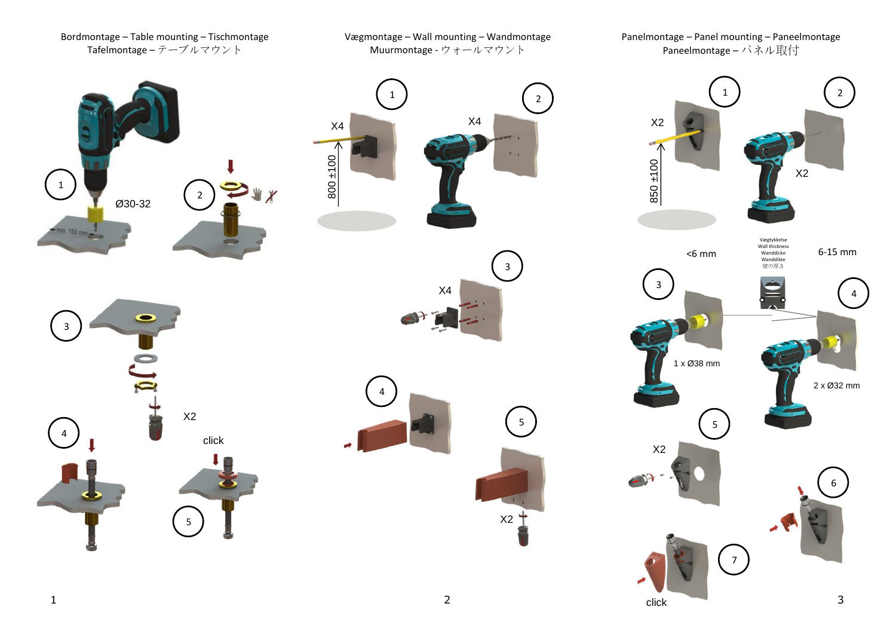## Bordmontage – Table mounting – Tischmontage
## Tafelmontage – テーブルマウント

1

Ø30-32

min. 150 mm

2

3

X2

4

click

5

## Vægmontage – Wall mounting – Wandmontage
## Muurmontage - ウォールマウント

1

X4

800 ±100

2

X4

3

X4

4

5

X2

## Panelmontage – Panel mounting – Paneelmontage
## Paneelmontage – パネル取付

1

X2

850 ±100

2

X2

Vægtykkelse
Wall thickness
Wanddicke
Wanddikte
壁の厚さ

<6 mm

6-15 mm

3

1 x Ø38 mm

4

2 x Ø32 mm

5

X2

6

7

click